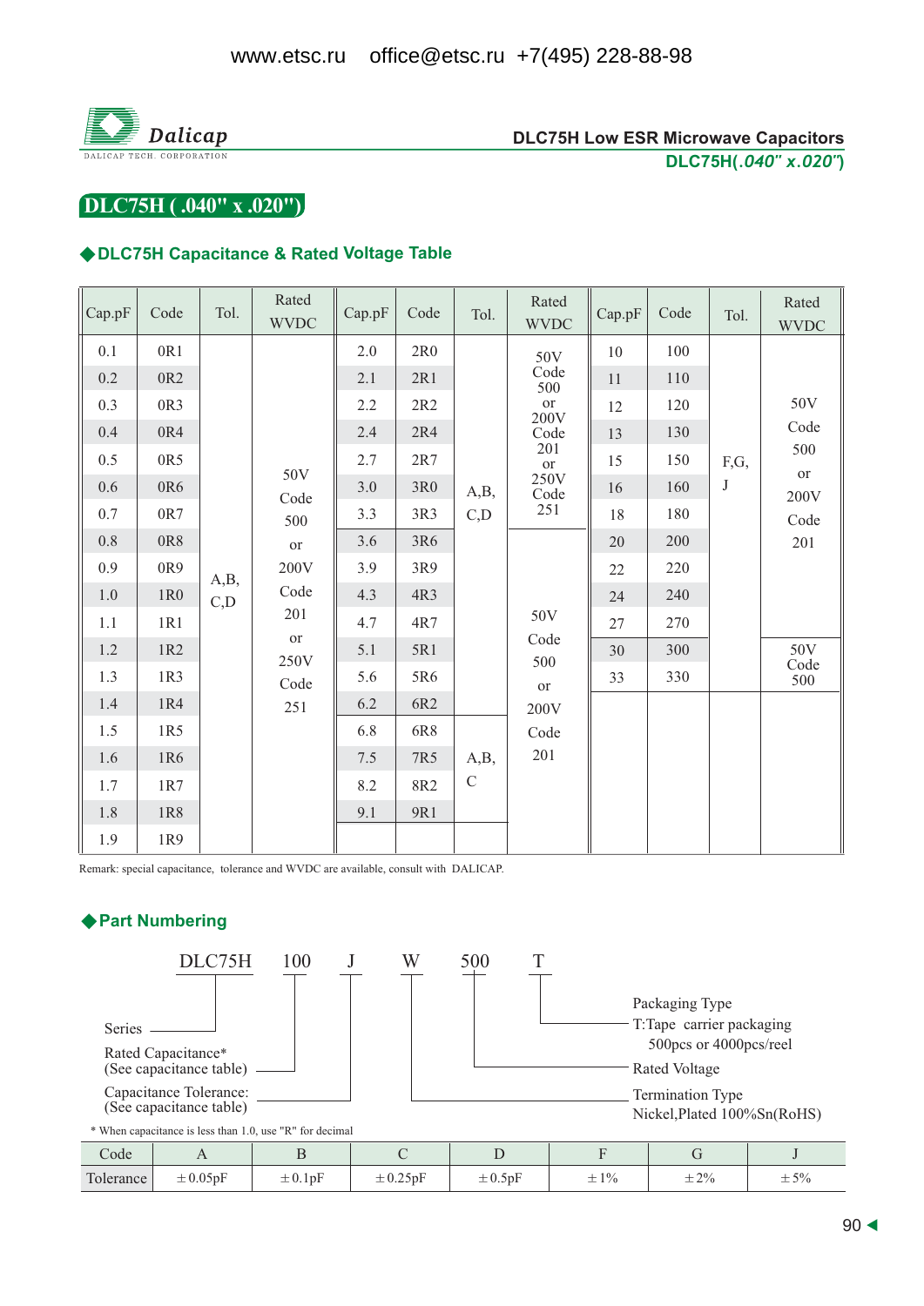DLC75H Low ESR Microwave Capacitors
DLC75H(.040" x.020")

# DLC75H ( .040" x .020")

## ◆DLC75H Capacitance & Rated Voltage Table

| Cap.pF | Code | Tol. | Rated WVDC | Cap.pF | Code | Tol. | Rated WVDC | Cap.pF | Code | Tol. | Rated WVDC |
|---|---|---|---|---|---|---|---|---|---|---|---|
| 0.1 | 0R1 | A,B, C,D | 50V Code 500 or 200V Code 201 or 250V Code 251 | 2.0 | 2R0 | A,B, C,D | 50V Code 500 or 200V Code 201 or 250V Code 251 | 10 | 100 | F,G, J | 50V Code 500 or 200V Code 201 |
| 0.2 | 0R2 | | | 2.1 | 2R1 | | | 11 | 110 | | |
| 0.3 | 0R3 | | | 2.2 | 2R2 | | | 12 | 120 | | |
| 0.4 | 0R4 | | | 2.4 | 2R4 | | | 13 | 130 | | |
| 0.5 | 0R5 | | | 2.7 | 2R7 | | | 15 | 150 | | |
| 0.6 | 0R6 | | | 3.0 | 3R0 | | | 16 | 160 | | |
| 0.7 | 0R7 | | | 3.3 | 3R3 | | | 18 | 180 | | |
| 0.8 | 0R8 | | | 3.6 | 3R6 | | 50V Code 500 or 200V Code 201 | 20 | 200 | | |
| 0.9 | 0R9 | | | 3.9 | 3R9 | | | 22 | 220 | | |
| 1.0 | 1R0 | | | 4.3 | 4R3 | | | 24 | 240 | | |
| 1.1 | 1R1 | | | 4.7 | 4R7 | | | 27 | 270 | | |
| 1.2 | 1R2 | | | 5.1 | 5R1 | | | 30 | 300 | | 50V Code 500 |
| 1.3 | 1R3 | | | 5.6 | 5R6 | | | 33 | 330 | | |
| 1.4 | 1R4 | | | 6.2 | 6R2 | | | | | | |
| 1.5 | 1R5 | | | 6.8 | 6R8 | A,B, C | | | | | |
| 1.6 | 1R6 | | | 7.5 | 7R5 | | | | | | |
| 1.7 | 1R7 | | | 8.2 | 8R2 | | | | | | |
| 1.8 | 1R8 | | | 9.1 | 9R1 | | | | | | |
| 1.9 | 1R9 | | | | | | | | | | |

Remark: special capacitance, tolerance and WVDC are available, consult with DALICAP.

## ◆Part Numbering

DLC75H 100 J W 500 T

- Series: DLC75H
- Rated Capacitance* (See capacitance table): 100
- Capacitance Tolerance: (See capacitance table): J
- Termination Type: W — Nickel,Plated 100%Sn(RoHS)
- Rated Voltage: 500
- Packaging Type: T — T:Tape carrier packaging 500pcs or 4000pcs/reel

\* When capacitance is less than 1.0, use "R" for decimal

| Code | A | B | C | D | F | G | J |
|---|---|---|---|---|---|---|---|
| Tolerance | ±0.05pF | ±0.1pF | ±0.25pF | ±0.5pF | ±1% | ±2% | ±5% |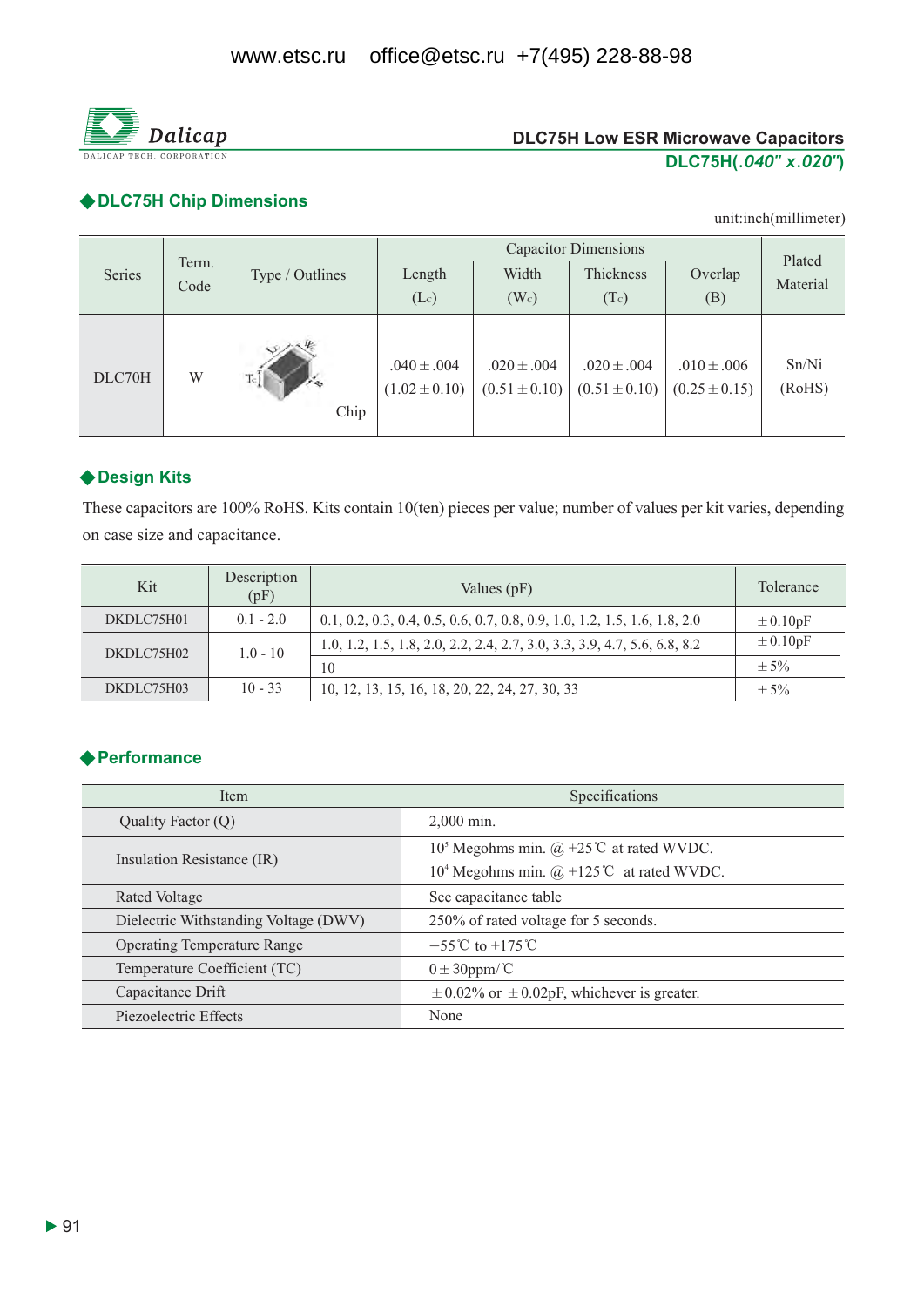www.etsc.ru office@etsc.ru +7(495) 228-88-98

**DLC75H Low ESR Microwave Capacitors**
**DLC75H(*.040" x.020"*)**

## ◆DLC75H Chip Dimensions

unit:inch(millimeter)

| Series | Term. Code | Type / Outlines | Capacitor Dimensions | | | | Plated Material |
|---|---|---|---|---|---|---|---|
| | | | Length ($L_c$) | Width ($W_c$) | Thickness ($T_c$) | Overlap (B) | |
| DLC70H | W | Chip | .040±.004 (1.02±0.10) | .020±.004 (0.51±0.10) | .020±.004 (0.51±0.10) | .010±.006 (0.25±0.15) | Sn/Ni (RoHS) |

## ◆Design Kits

These capacitors are 100% RoHS. Kits contain 10(ten) pieces per value; number of values per kit varies, depending on case size and capacitance.

| Kit | Description (pF) | Values (pF) | Tolerance |
|---|---|---|---|
| DKDLC75H01 | 0.1 - 2.0 | 0.1, 0.2, 0.3, 0.4, 0.5, 0.6, 0.7, 0.8, 0.9, 1.0, 1.2, 1.5, 1.6, 1.8, 2.0 | ±0.10pF |
| DKDLC75H02 | 1.0 - 10 | 1.0, 1.2, 1.5, 1.8, 2.0, 2.2, 2.4, 2.7, 3.0, 3.3, 3.9, 4.7, 5.6, 6.8, 8.2 | ±0.10pF |
| | | 10 | ±5% |
| DKDLC75H03 | 10 - 33 | 10, 12, 13, 15, 16, 18, 20, 22, 24, 27, 30, 33 | ±5% |

## ◆Performance

| Item | Specifications |
|---|---|
| Quality Factor (Q) | 2,000 min. |
| Insulation Resistance (IR) | $10^5$ Megohms min. @ +25℃ at rated WVDC.<br>$10^4$ Megohms min. @ +125℃ at rated WVDC. |
| Rated Voltage | See capacitance table |
| Dielectric Withstanding Voltage (DWV) | 250% of rated voltage for 5 seconds. |
| Operating Temperature Range | −55℃ to +175℃ |
| Temperature Coefficient (TC) | 0±30ppm/℃ |
| Capacitance Drift | ±0.02% or ±0.02pF, whichever is greater. |
| Piezoelectric Effects | None |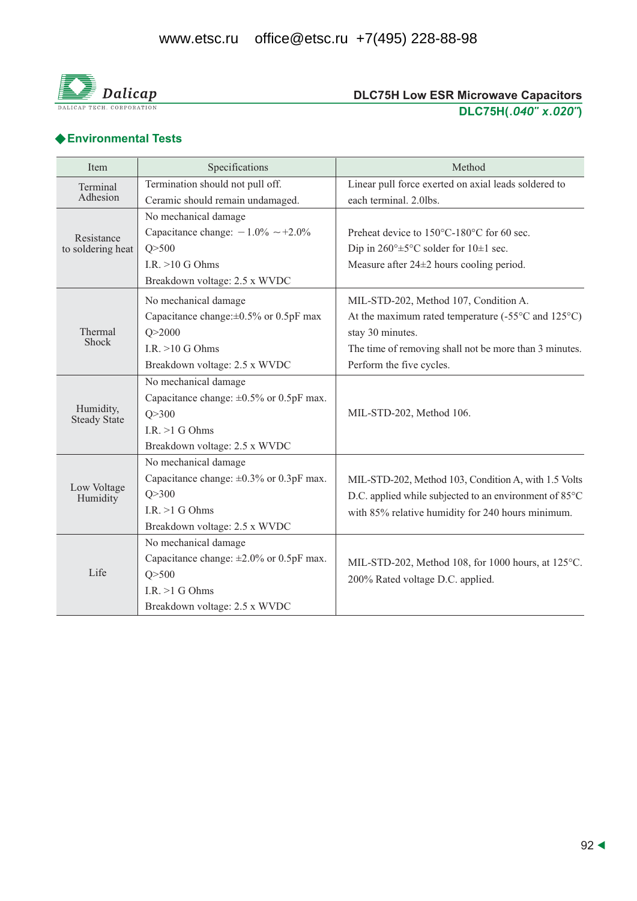# DLC75H Low ESR Microwave Capacitors

## DLC75H(*.040" x.020"*)

## ◆Environmental Tests

| Item | Specifications | Method |
|---|---|---|
| Terminal Adhesion | Termination should not pull off.<br>Ceramic should remain undamaged. | Linear pull force exerted on axial leads soldered to each terminal. 2.0lbs. |
| Resistance to soldering heat | No mechanical damage<br>Capacitance change: －1.0% ～+2.0%<br>Q>500<br>I.R. >10 G Ohms<br>Breakdown voltage: 2.5 x WVDC | Preheat device to 150°C-180°C for 60 sec.<br>Dip in 260°±5°C solder for 10±1 sec.<br>Measure after 24±2 hours cooling period. |
| Thermal Shock | No mechanical damage<br>Capacitance change:±0.5% or 0.5pF max<br>Q>2000<br>I.R. >10 G Ohms<br>Breakdown voltage: 2.5 x WVDC | MIL-STD-202, Method 107, Condition A.<br>At the maximum rated temperature (-55°C and 125°C) stay 30 minutes.<br>The time of removing shall not be more than 3 minutes.<br>Perform the five cycles. |
| Humidity, Steady State | No mechanical damage<br>Capacitance change: ±0.5% or 0.5pF max.<br>Q>300<br>I.R. >1 G Ohms<br>Breakdown voltage: 2.5 x WVDC | MIL-STD-202, Method 106. |
| Low Voltage Humidity | No mechanical damage<br>Capacitance change: ±0.3% or 0.3pF max.<br>Q>300<br>I.R. >1 G Ohms<br>Breakdown voltage: 2.5 x WVDC | MIL-STD-202, Method 103, Condition A, with 1.5 Volts D.C. applied while subjected to an environment of 85°C with 85% relative humidity for 240 hours minimum. |
| Life | No mechanical damage<br>Capacitance change: ±2.0% or 0.5pF max.<br>Q>500<br>I.R. >1 G Ohms<br>Breakdown voltage: 2.5 x WVDC | MIL-STD-202, Method 108, for 1000 hours, at 125°C.<br>200% Rated voltage D.C. applied. |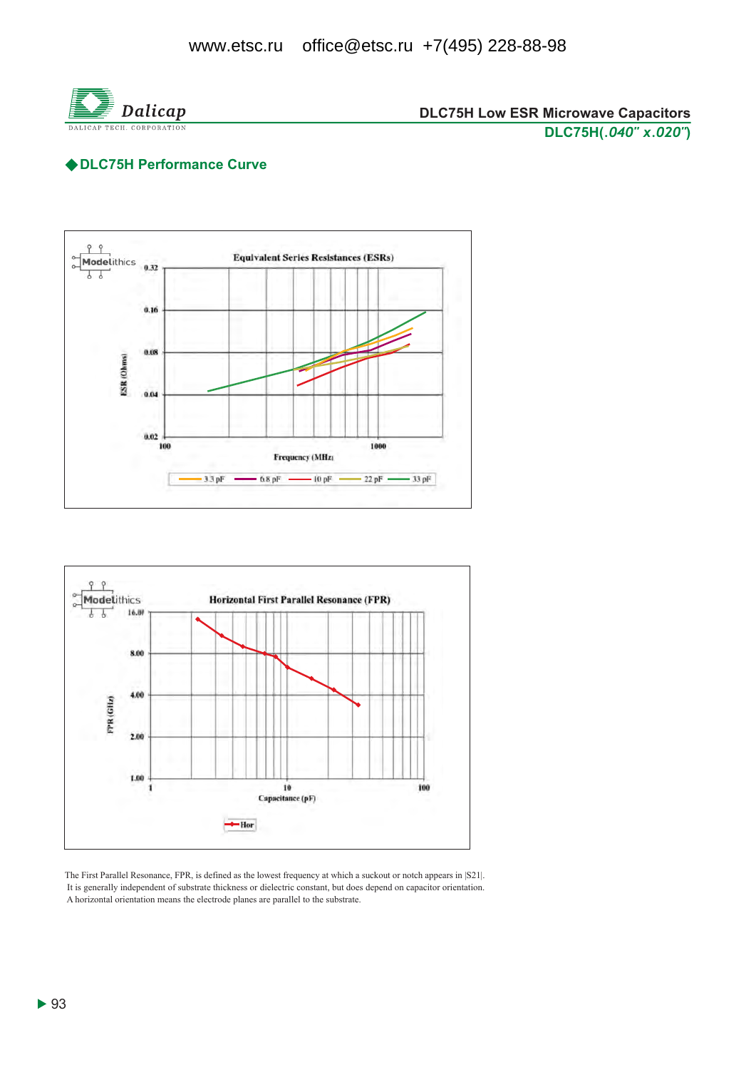## ◆DLC75H Performance Curve

**Equivalent Series Resistances (ESRs)**

ESR (Ohms): 0.32, 0.16, 0.08, 0.04, 0.02

Frequency (MHz): 100, 1000

3.3 pF — 6.8 pF — 10 pF — 22 pF — 33 pF

**Horizontal First Parallel Resonance (FPR)**

FPR (GHz): 16.00, 8.00, 4.00, 2.00, 1.00

Capacitance (pF): 1, 10, 100

Hor

The First Parallel Resonance, FPR, is defined as the lowest frequency at which a suckout or notch appears in |S21|.
It is generally independent of substrate thickness or dielectric constant, but does depend on capacitor orientation.
A horizontal orientation means the electrode planes are parallel to the substrate.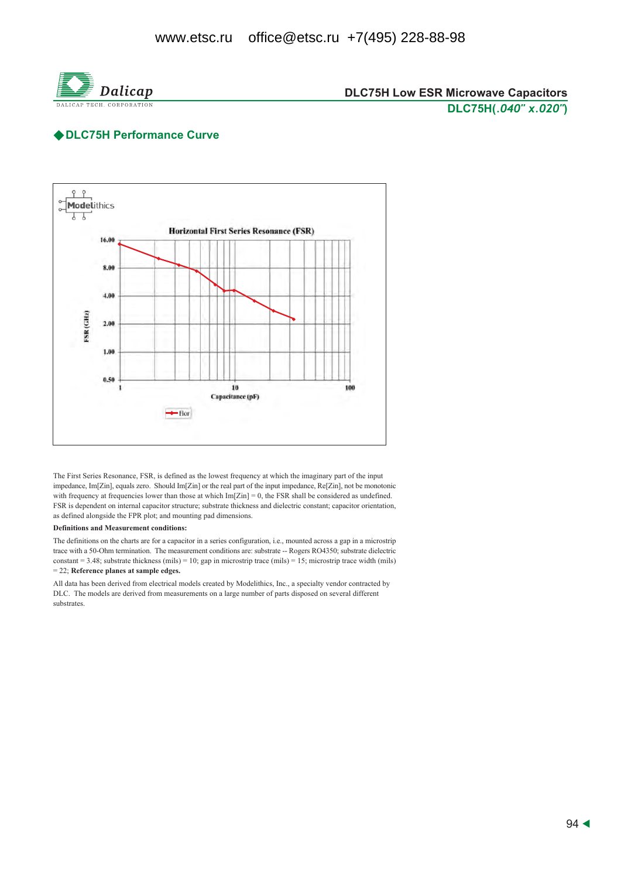## ◆DLC75H Performance Curve

Modelithics

Horizontal First Series Resonance (FSR)

16.00
8.00
4.00
2.00
1.00
0.50

FSR (GHz)

1
10
100

Capacitance (pF)

Hor

The First Series Resonance, FSR, is defined as the lowest frequency at which the imaginary part of the input impedance, Im[Zin], equals zero. Should Im[Zin] or the real part of the input impedance, Re[Zin], not be monotonic with frequency at frequencies lower than those at which Im[Zin] = 0, the FSR shall be considered as undefined. FSR is dependent on internal capacitor structure; substrate thickness and dielectric constant; capacitor orientation, as defined alongside the FPR plot; and mounting pad dimensions.

**Definitions and Measurement conditions:**

The definitions on the charts are for a capacitor in a series configuration, i.e., mounted across a gap in a microstrip trace with a 50-Ohm termination. The measurement conditions are: substrate -- Rogers RO4350; substrate dielectric constant = 3.48; substrate thickness (mils) = 10; gap in microstrip trace (mils) = 15; microstrip trace width (mils) = 22; **Reference planes at sample edges.**

All data has been derived from electrical models created by Modelithics, Inc., a specialty vendor contracted by DLC. The models are derived from measurements on a large number of parts disposed on several different substrates.